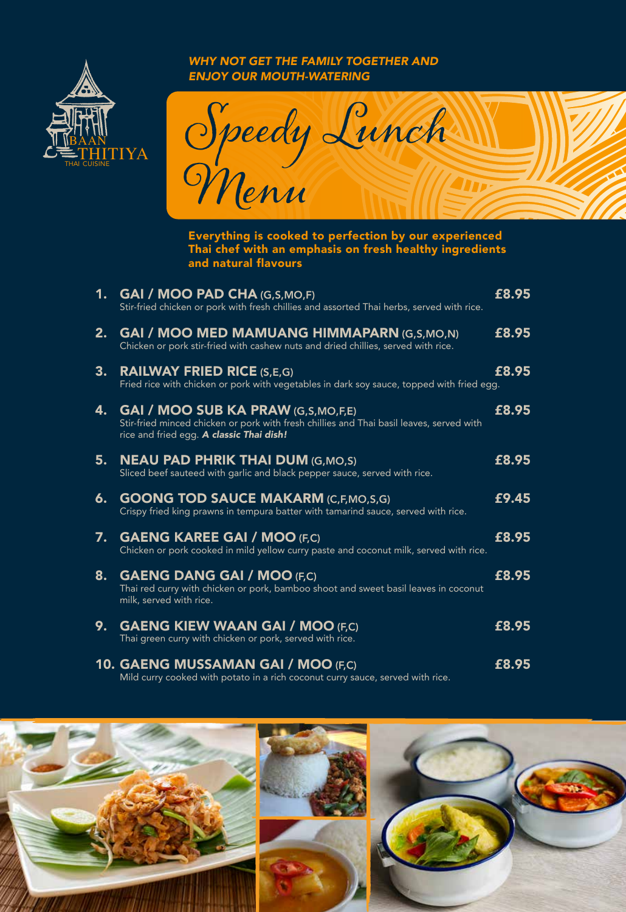BAAN THITIYA
THAI CUISINE

*WHY NOT GET THE FAMILY TOGETHER AND ENJOY OUR MOUTH-WATERING*

# Speedy Lunch Menu

**Everything is cooked to perfection by our experienced Thai chef with an emphasis on fresh healthy ingredients and natural flavours**

1. **GAI / MOO PAD CHA** (G,S,MO,F) — **£8.95**
   Stir-fried chicken or pork with fresh chillies and assorted Thai herbs, served with rice.

2. **GAI / MOO MED MAMUANG HIMMAPARN** (G,S,MO,N) — **£8.95**
   Chicken or pork stir-fried with cashew nuts and dried chillies, served with rice.

3. **RAILWAY FRIED RICE** (S,E,G) — **£8.95**
   Fried rice with chicken or pork with vegetables in dark soy sauce, topped with fried egg.

4. **GAI / MOO SUB KA PRAW** (G,S,MO,F,E) — **£8.95**
   Stir-fried minced chicken or pork with fresh chillies and Thai basil leaves, served with rice and fried egg. ***A classic Thai dish!***

5. **NEAU PAD PHRIK THAI DUM** (G,MO,S) — **£8.95**
   Sliced beef sauteed with garlic and black pepper sauce, served with rice.

6. **GOONG TOD SAUCE MAKARM** (C,F,MO,S,G) — **£9.45**
   Crispy fried king prawns in tempura batter with tamarind sauce, served with rice.

7. **GAENG KAREE GAI / MOO** (F,C) — **£8.95**
   Chicken or pork cooked in mild yellow curry paste and coconut milk, served with rice.

8. **GAENG DANG GAI / MOO** (F,C) — **£8.95**
   Thai red curry with chicken or pork, bamboo shoot and sweet basil leaves in coconut milk, served with rice.

9. **GAENG KIEW WAAN GAI / MOO** (F,C) — **£8.95**
   Thai green curry with chicken or pork, served with rice.

10. **GAENG MUSSAMAN GAI / MOO** (F,C) — **£8.95**
    Mild curry cooked with potato in a rich coconut curry sauce, served with rice.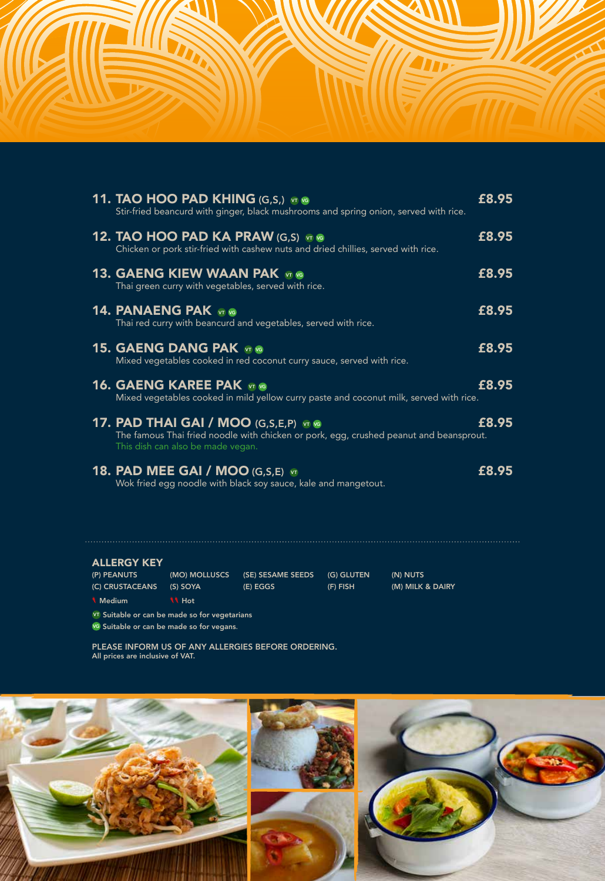**11. TAO HOO PAD KHING** (G,S,) VT VG — **£8.95**
Stir-fried beancurd with ginger, black mushrooms and spring onion, served with rice.

**12. TAO HOO PAD KA PRAW** (G,S) VT VG — **£8.95**
Chicken or pork stir-fried with cashew nuts and dried chillies, served with rice.

**13. GAENG KIEW WAAN PAK** VT VG — **£8.95**
Thai green curry with vegetables, served with rice.

**14. PANAENG PAK** VT VG — **£8.95**
Thai red curry with beancurd and vegetables, served with rice.

**15. GAENG DANG PAK** VT VG — **£8.95**
Mixed vegetables cooked in red coconut curry sauce, served with rice.

**16. GAENG KAREE PAK** VT VG — **£8.95**
Mixed vegetables cooked in mild yellow curry paste and coconut milk, served with rice.

**17. PAD THAI GAI / MOO** (G,S,E,P) VT VG — **£8.95**
The famous Thai fried noodle with chicken or pork, egg, crushed peanut and beansprout.
This dish can also be made vegan.

**18. PAD MEE GAI / MOO** (G,S,E) VT — **£8.95**
Wok fried egg noodle with black soy sauce, kale and mangetout.

---

### ALLERGY KEY

(P) PEANUTS, (C) CRUSTACEANS, (MO) MOLLUSCS, (S) SOYA, (SE) SESAME SEEDS, (E) EGGS, (G) GLUTEN, (F) FISH, (N) NUTS, (M) MILK & DAIRY

Medium — Hot

VT Suitable or can be made so for vegetarians

VG Suitable or can be made so for vegans.

PLEASE INFORM US OF ANY ALLERGIES BEFORE ORDERING.
All prices are inclusive of VAT.